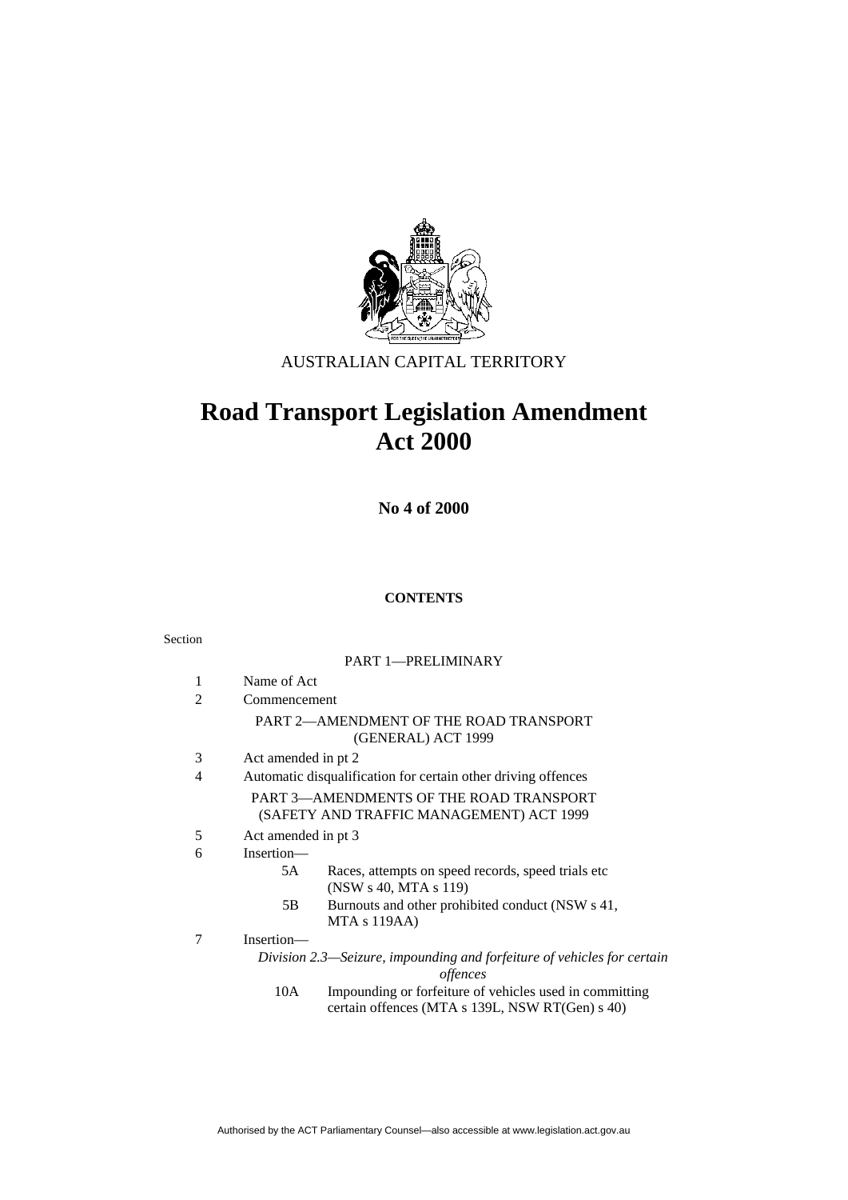AUSTRALIAN CAPITAL TERRITORY

# Road Transport Legislation Amendment Act 2000

**No 4 of 2000**

**CONTENTS**

Section

PART 1—PRELIMINARY

1 Name of Act
2 Commencement

PART 2—AMENDMENT OF THE ROAD TRANSPORT (GENERAL) ACT 1999

3 Act amended in pt 2
4 Automatic disqualification for certain other driving offences

PART 3—AMENDMENTS OF THE ROAD TRANSPORT (SAFETY AND TRAFFIC MANAGEMENT) ACT 1999

5 Act amended in pt 3
6 Insertion—
  5A Races, attempts on speed records, speed trials etc (NSW s 40, MTA s 119)
  5B Burnouts and other prohibited conduct (NSW s 41, MTA s 119AA)
7 Insertion—

*Division 2.3—Seizure, impounding and forfeiture of vehicles for certain offences*

  10A Impounding or forfeiture of vehicles used in committing certain offences (MTA s 139L, NSW RT(Gen) s 40)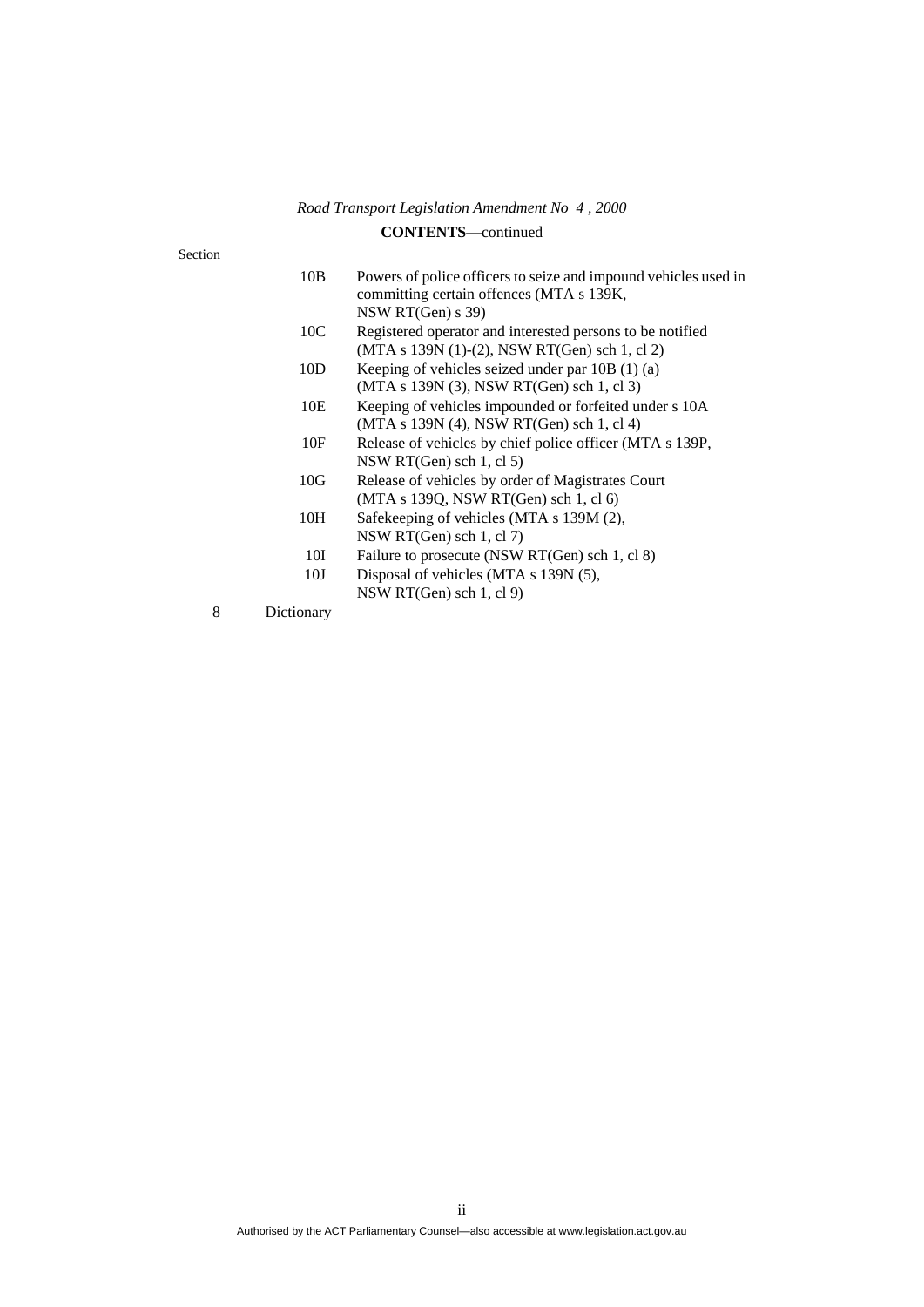**CONTENTS**—continued

Section

| | | |
|---|---|---|
| | 10B | Powers of police officers to seize and impound vehicles used in committing certain offences (MTA s 139K, NSW RT(Gen) s 39) |
| | 10C | Registered operator and interested persons to be notified (MTA s 139N (1)-(2), NSW RT(Gen) sch 1, cl 2) |
| | 10D | Keeping of vehicles seized under par 10B (1) (a) (MTA s 139N (3), NSW RT(Gen) sch 1, cl 3) |
| | 10E | Keeping of vehicles impounded or forfeited under s 10A (MTA s 139N (4), NSW RT(Gen) sch 1, cl 4) |
| | 10F | Release of vehicles by chief police officer (MTA s 139P, NSW RT(Gen) sch 1, cl 5) |
| | 10G | Release of vehicles by order of Magistrates Court (MTA s 139Q, NSW RT(Gen) sch 1, cl 6) |
| | 10H | Safekeeping of vehicles (MTA s 139M (2), NSW RT(Gen) sch 1, cl 7) |
| | 10I | Failure to prosecute (NSW RT(Gen) sch 1, cl 8) |
| | 10J | Disposal of vehicles (MTA s 139N (5), NSW RT(Gen) sch 1, cl 9) |
| 8 | Dictionary | |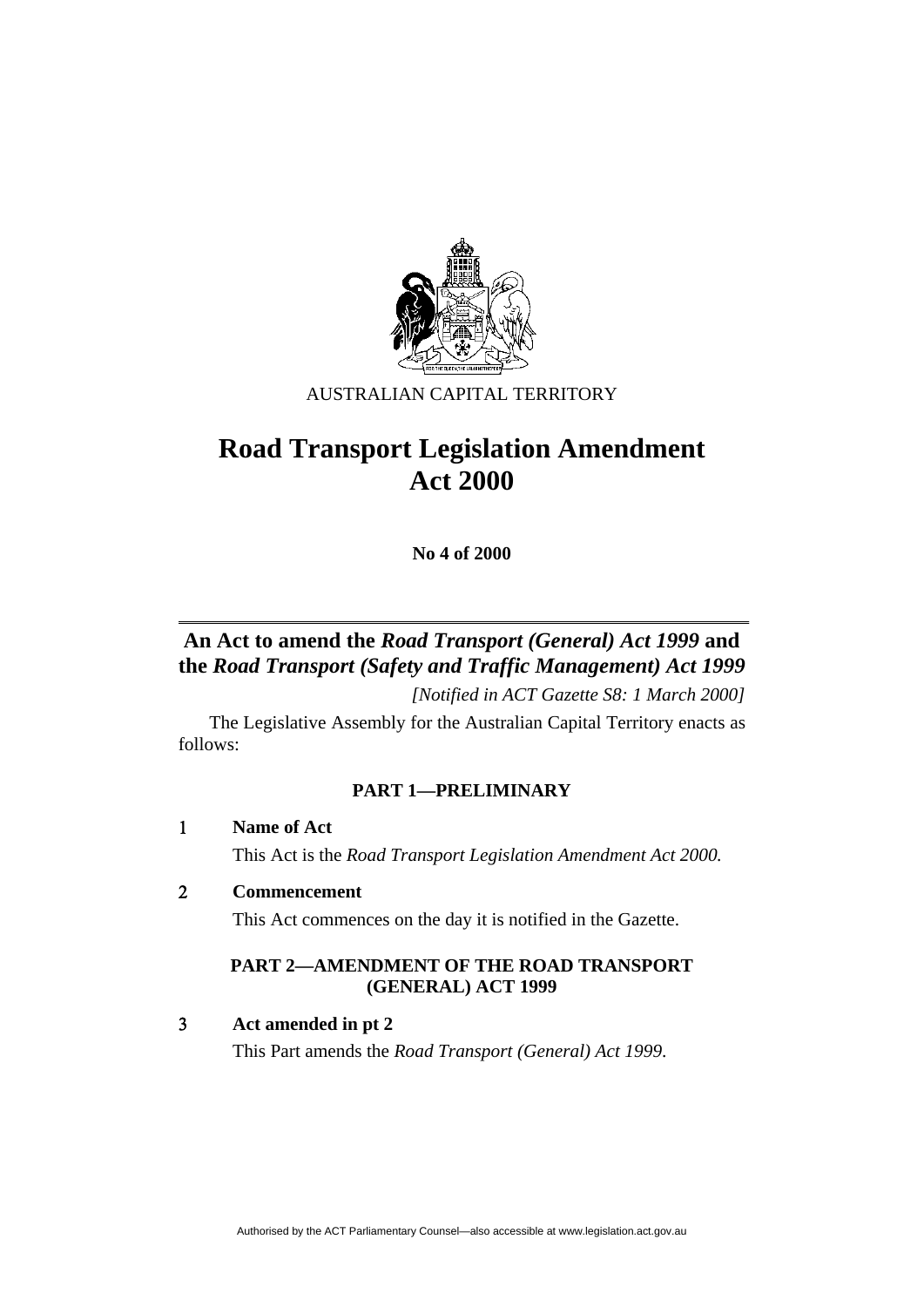AUSTRALIAN CAPITAL TERRITORY

# Road Transport Legislation Amendment Act 2000

**No 4 of 2000**

## An Act to amend the *Road Transport (General) Act 1999* and the *Road Transport (Safety and Traffic Management) Act 1999*

*[Notified in ACT Gazette S8: 1 March 2000]*

The Legislative Assembly for the Australian Capital Territory enacts as follows:

### PART 1—PRELIMINARY

**1 Name of Act**

This Act is the *Road Transport Legislation Amendment Act 2000.*

**2 Commencement**

This Act commences on the day it is notified in the Gazette.

### PART 2—AMENDMENT OF THE ROAD TRANSPORT (GENERAL) ACT 1999

**3 Act amended in pt 2**

This Part amends the *Road Transport (General) Act 1999*.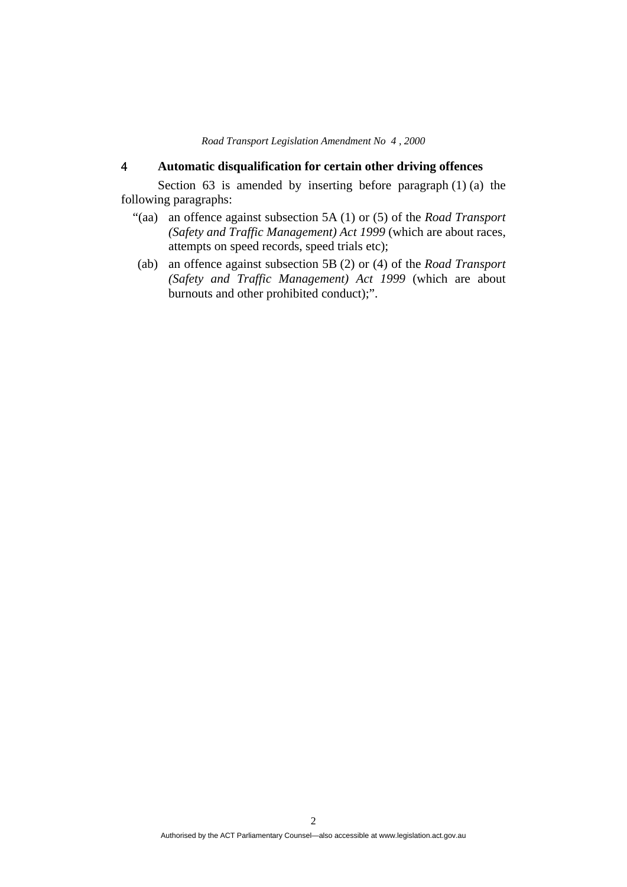### 4 Automatic disqualification for certain other driving offences

Section 63 is amended by inserting before paragraph (1) (a) the following paragraphs:

“(aa) an offence against subsection 5A (1) or (5) of the *Road Transport (Safety and Traffic Management) Act 1999* (which are about races, attempts on speed records, speed trials etc);

(ab) an offence against subsection 5B (2) or (4) of the *Road Transport (Safety and Traffic Management) Act 1999* (which are about burnouts and other prohibited conduct);”.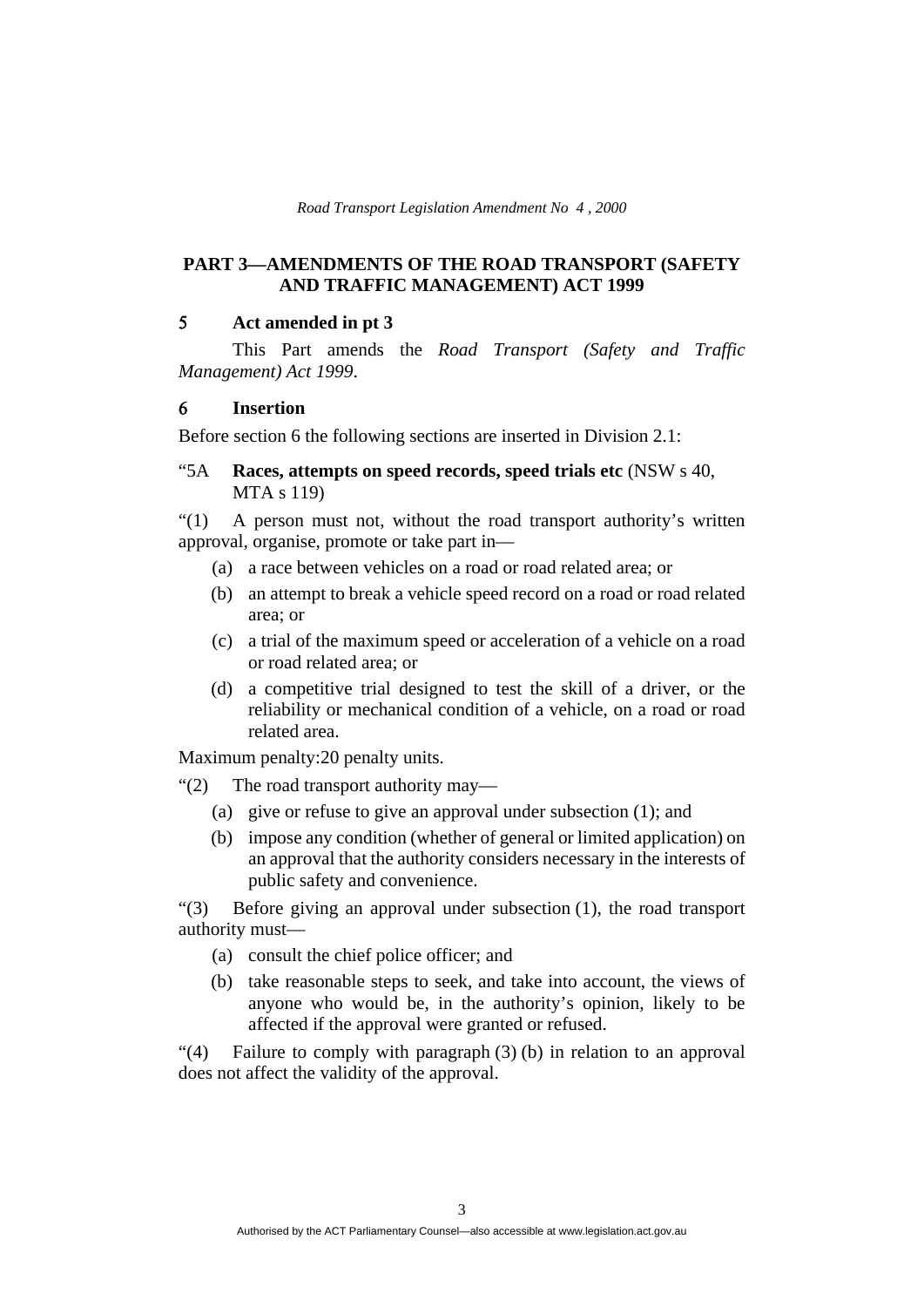## PART 3—AMENDMENTS OF THE ROAD TRANSPORT (SAFETY AND TRAFFIC MANAGEMENT) ACT 1999

### 5 Act amended in pt 3

This Part amends the *Road Transport (Safety and Traffic Management) Act 1999*.

### 6 Insertion

Before section 6 the following sections are inserted in Division 2.1:

"5A **Races, attempts on speed records, speed trials etc** (NSW s 40, MTA s 119)

"(1) A person must not, without the road transport authority's written approval, organise, promote or take part in—

(a) a race between vehicles on a road or road related area; or

(b) an attempt to break a vehicle speed record on a road or road related area; or

(c) a trial of the maximum speed or acceleration of a vehicle on a road or road related area; or

(d) a competitive trial designed to test the skill of a driver, or the reliability or mechanical condition of a vehicle, on a road or road related area.

Maximum penalty:20 penalty units.

"(2) The road transport authority may—

(a) give or refuse to give an approval under subsection (1); and

(b) impose any condition (whether of general or limited application) on an approval that the authority considers necessary in the interests of public safety and convenience.

"(3) Before giving an approval under subsection (1), the road transport authority must—

(a) consult the chief police officer; and

(b) take reasonable steps to seek, and take into account, the views of anyone who would be, in the authority's opinion, likely to be affected if the approval were granted or refused.

"(4) Failure to comply with paragraph (3) (b) in relation to an approval does not affect the validity of the approval.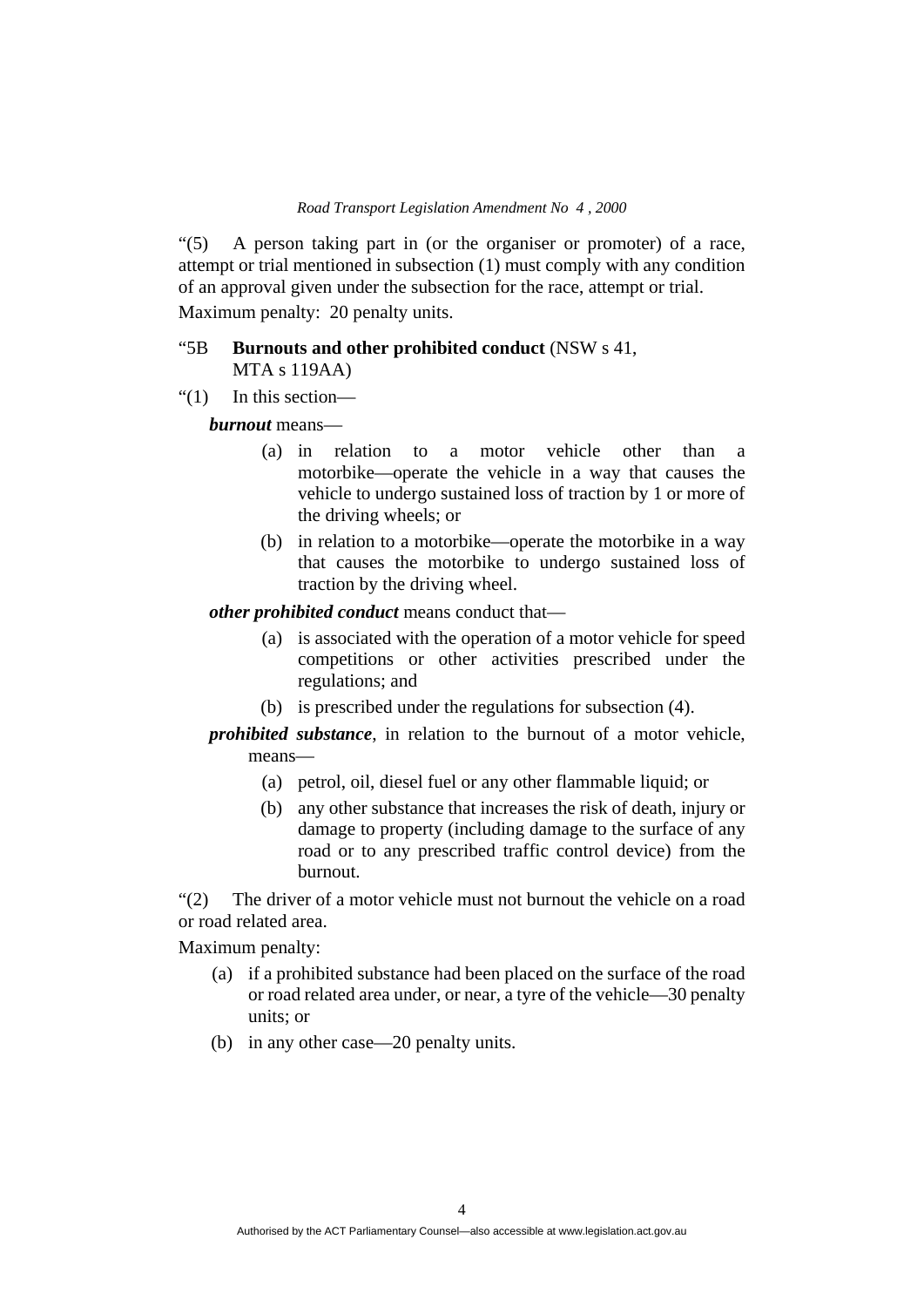“(5) A person taking part in (or the organiser or promoter) of a race, attempt or trial mentioned in subsection (1) must comply with any condition of an approval given under the subsection for the race, attempt or trial.

Maximum penalty: 20 penalty units.

“5B **Burnouts and other prohibited conduct** (NSW s 41, MTA s 119AA)

“(1) In this section—

***burnout*** means—

(a) in relation to a motor vehicle other than a motorbike—operate the vehicle in a way that causes the vehicle to undergo sustained loss of traction by 1 or more of the driving wheels; or

(b) in relation to a motorbike—operate the motorbike in a way that causes the motorbike to undergo sustained loss of traction by the driving wheel.

***other prohibited conduct*** means conduct that—

(a) is associated with the operation of a motor vehicle for speed competitions or other activities prescribed under the regulations; and

(b) is prescribed under the regulations for subsection (4).

***prohibited substance***, in relation to the burnout of a motor vehicle, means—

(a) petrol, oil, diesel fuel or any other flammable liquid; or

(b) any other substance that increases the risk of death, injury or damage to property (including damage to the surface of any road or to any prescribed traffic control device) from the burnout.

“(2) The driver of a motor vehicle must not burnout the vehicle on a road or road related area.

Maximum penalty:

(a) if a prohibited substance had been placed on the surface of the road or road related area under, or near, a tyre of the vehicle—30 penalty units; or

(b) in any other case—20 penalty units.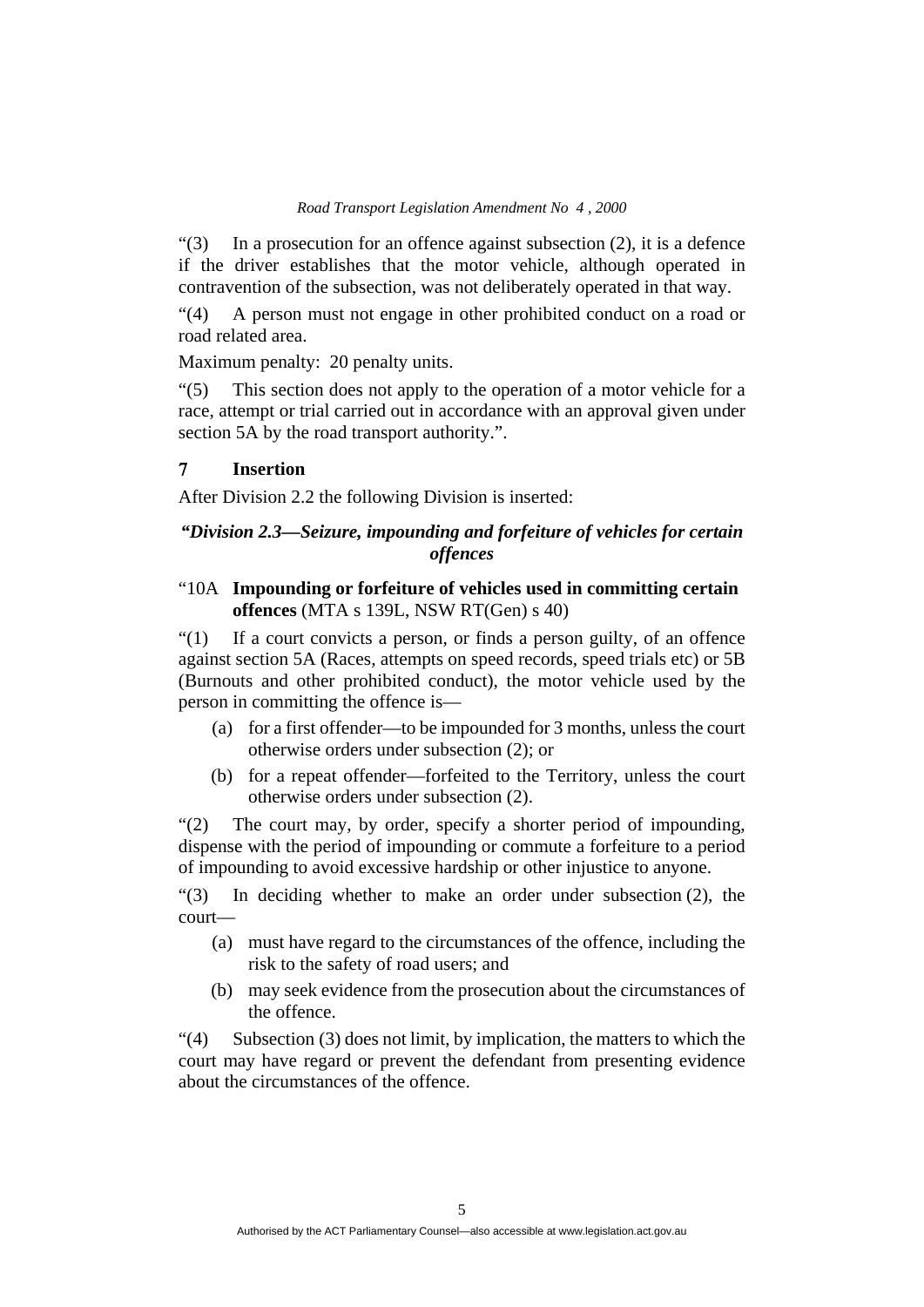“(3) In a prosecution for an offence against subsection (2), it is a defence if the driver establishes that the motor vehicle, although operated in contravention of the subsection, was not deliberately operated in that way.

“(4) A person must not engage in other prohibited conduct on a road or road related area.

Maximum penalty: 20 penalty units.

“(5) This section does not apply to the operation of a motor vehicle for a race, attempt or trial carried out in accordance with an approval given under section 5A by the road transport authority.”.

### 7 Insertion

After Division 2.2 the following Division is inserted:

***“Division 2.3—Seizure, impounding and forfeiture of vehicles for certain offences***

“10A **Impounding or forfeiture of vehicles used in committing certain offences** (MTA s 139L, NSW RT(Gen) s 40)

“(1) If a court convicts a person, or finds a person guilty, of an offence against section 5A (Races, attempts on speed records, speed trials etc) or 5B (Burnouts and other prohibited conduct), the motor vehicle used by the person in committing the offence is—

- (a) for a first offender—to be impounded for 3 months, unless the court otherwise orders under subsection (2); or
- (b) for a repeat offender—forfeited to the Territory, unless the court otherwise orders under subsection (2).

“(2) The court may, by order, specify a shorter period of impounding, dispense with the period of impounding or commute a forfeiture to a period of impounding to avoid excessive hardship or other injustice to anyone.

“(3) In deciding whether to make an order under subsection (2), the court—

- (a) must have regard to the circumstances of the offence, including the risk to the safety of road users; and
- (b) may seek evidence from the prosecution about the circumstances of the offence.

“(4) Subsection (3) does not limit, by implication, the matters to which the court may have regard or prevent the defendant from presenting evidence about the circumstances of the offence.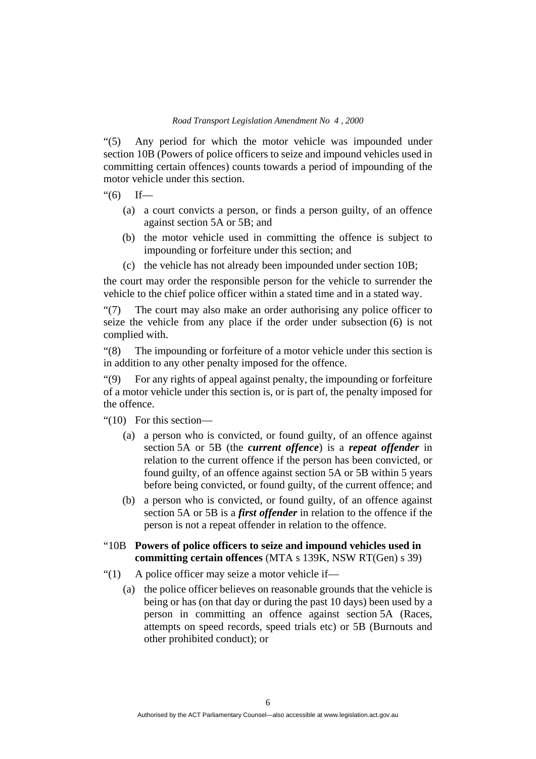"(5) Any period for which the motor vehicle was impounded under section 10B (Powers of police officers to seize and impound vehicles used in committing certain offences) counts towards a period of impounding of the motor vehicle under this section.

"(6) If—

(a) a court convicts a person, or finds a person guilty, of an offence against section 5A or 5B; and

(b) the motor vehicle used in committing the offence is subject to impounding or forfeiture under this section; and

(c) the vehicle has not already been impounded under section 10B;

the court may order the responsible person for the vehicle to surrender the vehicle to the chief police officer within a stated time and in a stated way.

"(7) The court may also make an order authorising any police officer to seize the vehicle from any place if the order under subsection (6) is not complied with.

"(8) The impounding or forfeiture of a motor vehicle under this section is in addition to any other penalty imposed for the offence.

"(9) For any rights of appeal against penalty, the impounding or forfeiture of a motor vehicle under this section is, or is part of, the penalty imposed for the offence.

"(10) For this section—

(a) a person who is convicted, or found guilty, of an offence against section 5A or 5B (the ***current offence***) is a ***repeat offender*** in relation to the current offence if the person has been convicted, or found guilty, of an offence against section 5A or 5B within 5 years before being convicted, or found guilty, of the current offence; and

(b) a person who is convicted, or found guilty, of an offence against section 5A or 5B is a ***first offender*** in relation to the offence if the person is not a repeat offender in relation to the offence.

"10B **Powers of police officers to seize and impound vehicles used in committing certain offences** (MTA s 139K, NSW RT(Gen) s 39)

"(1) A police officer may seize a motor vehicle if—

(a) the police officer believes on reasonable grounds that the vehicle is being or has (on that day or during the past 10 days) been used by a person in committing an offence against section 5A (Races, attempts on speed records, speed trials etc) or 5B (Burnouts and other prohibited conduct); or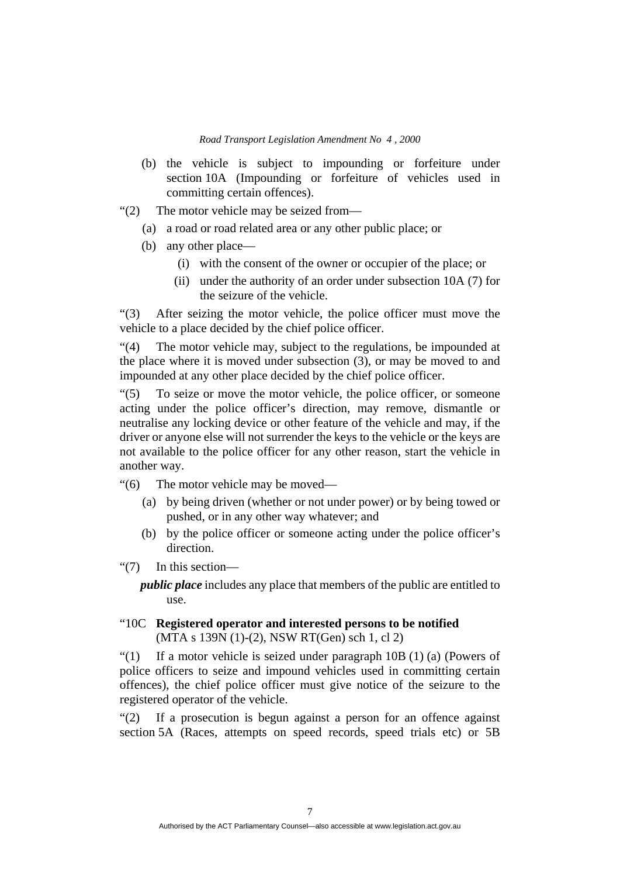(b) the vehicle is subject to impounding or forfeiture under section 10A (Impounding or forfeiture of vehicles used in committing certain offences).

"(2) The motor vehicle may be seized from—

(a) a road or road related area or any other public place; or

(b) any other place—

(i) with the consent of the owner or occupier of the place; or

(ii) under the authority of an order under subsection 10A (7) for the seizure of the vehicle.

"(3) After seizing the motor vehicle, the police officer must move the vehicle to a place decided by the chief police officer.

"(4) The motor vehicle may, subject to the regulations, be impounded at the place where it is moved under subsection (3), or may be moved to and impounded at any other place decided by the chief police officer.

"(5) To seize or move the motor vehicle, the police officer, or someone acting under the police officer's direction, may remove, dismantle or neutralise any locking device or other feature of the vehicle and may, if the driver or anyone else will not surrender the keys to the vehicle or the keys are not available to the police officer for any other reason, start the vehicle in another way.

"(6) The motor vehicle may be moved—

(a) by being driven (whether or not under power) or by being towed or pushed, or in any other way whatever; and

(b) by the police officer or someone acting under the police officer's direction.

"(7) In this section—

***public place*** includes any place that members of the public are entitled to use.

"10C **Registered operator and interested persons to be notified**
(MTA s 139N (1)-(2), NSW RT(Gen) sch 1, cl 2)

"(1) If a motor vehicle is seized under paragraph 10B (1) (a) (Powers of police officers to seize and impound vehicles used in committing certain offences), the chief police officer must give notice of the seizure to the registered operator of the vehicle.

"(2) If a prosecution is begun against a person for an offence against section 5A (Races, attempts on speed records, speed trials etc) or 5B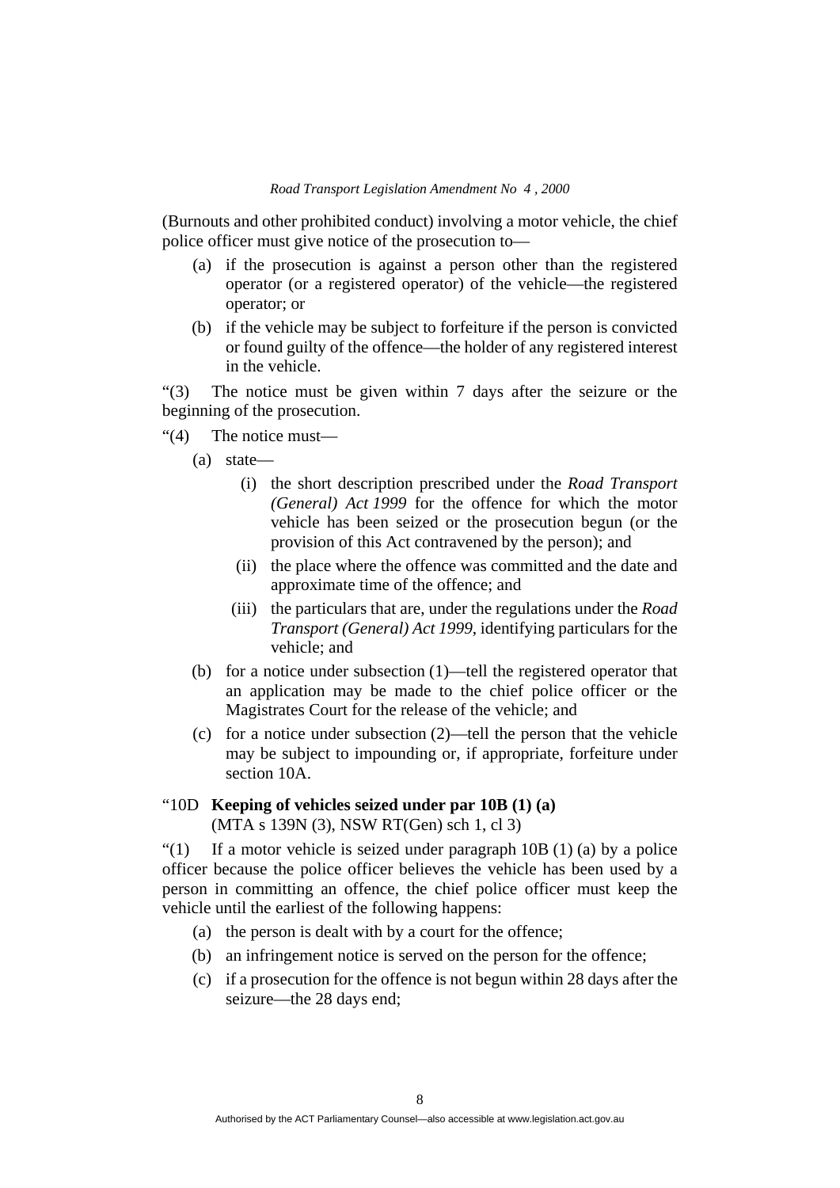(Burnouts and other prohibited conduct) involving a motor vehicle, the chief police officer must give notice of the prosecution to—

(a) if the prosecution is against a person other than the registered operator (or a registered operator) of the vehicle—the registered operator; or

(b) if the vehicle may be subject to forfeiture if the person is convicted or found guilty of the offence—the holder of any registered interest in the vehicle.

"(3) The notice must be given within 7 days after the seizure or the beginning of the prosecution.

"(4) The notice must—

(a) state—

(i) the short description prescribed under the *Road Transport (General) Act 1999* for the offence for which the motor vehicle has been seized or the prosecution begun (or the provision of this Act contravened by the person); and

(ii) the place where the offence was committed and the date and approximate time of the offence; and

(iii) the particulars that are, under the regulations under the *Road Transport (General) Act 1999*, identifying particulars for the vehicle; and

(b) for a notice under subsection (1)—tell the registered operator that an application may be made to the chief police officer or the Magistrates Court for the release of the vehicle; and

(c) for a notice under subsection (2)—tell the person that the vehicle may be subject to impounding or, if appropriate, forfeiture under section 10A.

"10D **Keeping of vehicles seized under par 10B (1) (a)**
(MTA s 139N (3), NSW RT(Gen) sch 1, cl 3)

"(1) If a motor vehicle is seized under paragraph 10B (1) (a) by a police officer because the police officer believes the vehicle has been used by a person in committing an offence, the chief police officer must keep the vehicle until the earliest of the following happens:

(a) the person is dealt with by a court for the offence;

(b) an infringement notice is served on the person for the offence;

(c) if a prosecution for the offence is not begun within 28 days after the seizure—the 28 days end;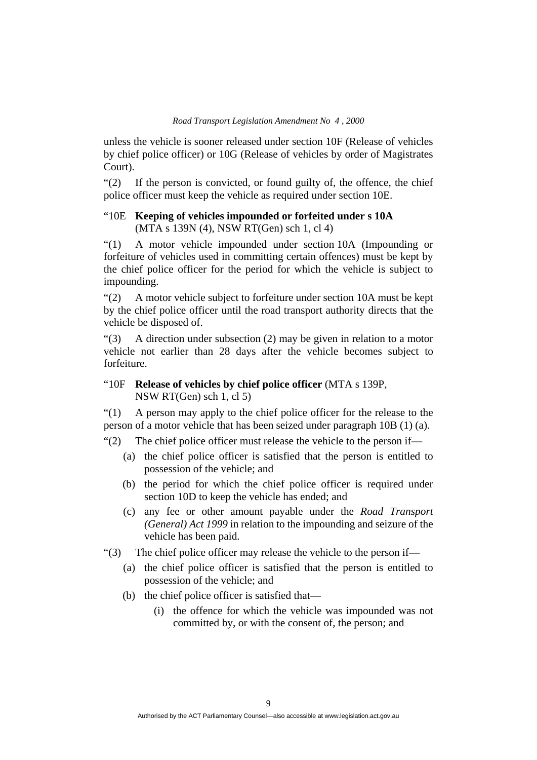unless the vehicle is sooner released under section 10F (Release of vehicles by chief police officer) or 10G (Release of vehicles by order of Magistrates Court).

“(2) If the person is convicted, or found guilty of, the offence, the chief police officer must keep the vehicle as required under section 10E.

### “10E **Keeping of vehicles impounded or forfeited under s 10A** (MTA s 139N (4), NSW RT(Gen) sch 1, cl 4)

“(1) A motor vehicle impounded under section 10A (Impounding or forfeiture of vehicles used in committing certain offences) must be kept by the chief police officer for the period for which the vehicle is subject to impounding.

“(2) A motor vehicle subject to forfeiture under section 10A must be kept by the chief police officer until the road transport authority directs that the vehicle be disposed of.

“(3) A direction under subsection (2) may be given in relation to a motor vehicle not earlier than 28 days after the vehicle becomes subject to forfeiture.

### “10F **Release of vehicles by chief police officer** (MTA s 139P, NSW RT(Gen) sch 1, cl 5)

“(1) A person may apply to the chief police officer for the release to the person of a motor vehicle that has been seized under paragraph 10B (1) (a).

“(2) The chief police officer must release the vehicle to the person if—

- (a) the chief police officer is satisfied that the person is entitled to possession of the vehicle; and
- (b) the period for which the chief police officer is required under section 10D to keep the vehicle has ended; and
- (c) any fee or other amount payable under the *Road Transport (General) Act 1999* in relation to the impounding and seizure of the vehicle has been paid.

“(3) The chief police officer may release the vehicle to the person if—

- (a) the chief police officer is satisfied that the person is entitled to possession of the vehicle; and
- (b) the chief police officer is satisfied that—
  - (i) the offence for which the vehicle was impounded was not committed by, or with the consent of, the person; and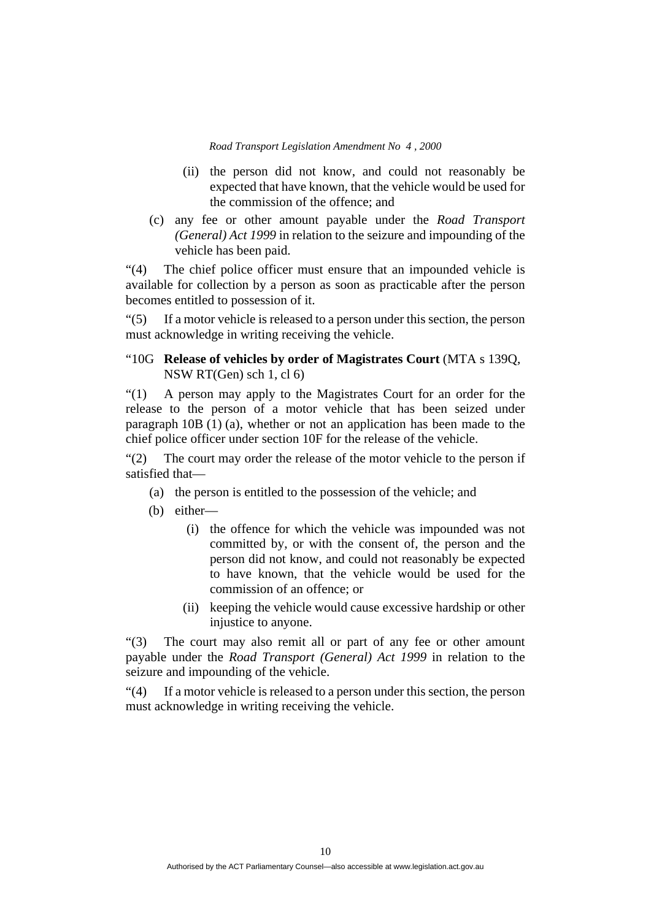(ii) the person did not know, and could not reasonably be expected that have known, that the vehicle would be used for the commission of the offence; and

(c) any fee or other amount payable under the *Road Transport (General) Act 1999* in relation to the seizure and impounding of the vehicle has been paid.

"(4) The chief police officer must ensure that an impounded vehicle is available for collection by a person as soon as practicable after the person becomes entitled to possession of it.

"(5) If a motor vehicle is released to a person under this section, the person must acknowledge in writing receiving the vehicle.

"10G **Release of vehicles by order of Magistrates Court** (MTA s 139Q, NSW RT(Gen) sch 1, cl 6)

"(1) A person may apply to the Magistrates Court for an order for the release to the person of a motor vehicle that has been seized under paragraph 10B (1) (a), whether or not an application has been made to the chief police officer under section 10F for the release of the vehicle.

"(2) The court may order the release of the motor vehicle to the person if satisfied that—

(a) the person is entitled to the possession of the vehicle; and

(b) either—

(i) the offence for which the vehicle was impounded was not committed by, or with the consent of, the person and the person did not know, and could not reasonably be expected to have known, that the vehicle would be used for the commission of an offence; or

(ii) keeping the vehicle would cause excessive hardship or other injustice to anyone.

"(3) The court may also remit all or part of any fee or other amount payable under the *Road Transport (General) Act 1999* in relation to the seizure and impounding of the vehicle.

"(4) If a motor vehicle is released to a person under this section, the person must acknowledge in writing receiving the vehicle.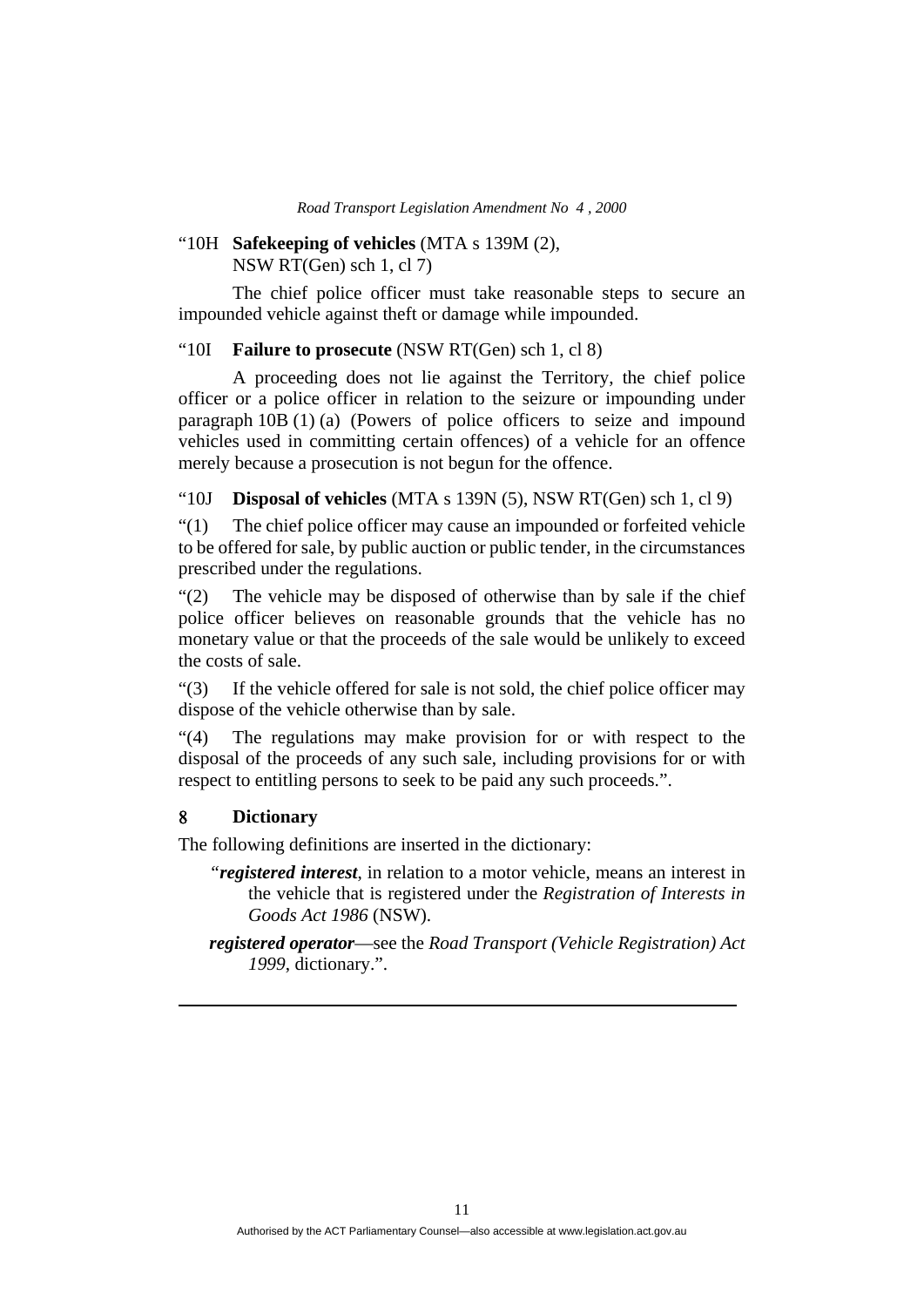"10H **Safekeeping of vehicles** (MTA s 139M (2), NSW RT(Gen) sch 1, cl 7)

The chief police officer must take reasonable steps to secure an impounded vehicle against theft or damage while impounded.

"10I **Failure to prosecute** (NSW RT(Gen) sch 1, cl 8)

A proceeding does not lie against the Territory, the chief police officer or a police officer in relation to the seizure or impounding under paragraph 10B (1) (a) (Powers of police officers to seize and impound vehicles used in committing certain offences) of a vehicle for an offence merely because a prosecution is not begun for the offence.

"10J **Disposal of vehicles** (MTA s 139N (5), NSW RT(Gen) sch 1, cl 9)

"(1) The chief police officer may cause an impounded or forfeited vehicle to be offered for sale, by public auction or public tender, in the circumstances prescribed under the regulations.

"(2) The vehicle may be disposed of otherwise than by sale if the chief police officer believes on reasonable grounds that the vehicle has no monetary value or that the proceeds of the sale would be unlikely to exceed the costs of sale.

"(3) If the vehicle offered for sale is not sold, the chief police officer may dispose of the vehicle otherwise than by sale.

"(4) The regulations may make provision for or with respect to the disposal of the proceeds of any such sale, including provisions for or with respect to entitling persons to seek to be paid any such proceeds.".

## 8 Dictionary

The following definitions are inserted in the dictionary:

"***registered interest***, in relation to a motor vehicle, means an interest in the vehicle that is registered under the *Registration of Interests in Goods Act 1986* (NSW).

***registered operator***—see the *Road Transport (Vehicle Registration) Act 1999*, dictionary.".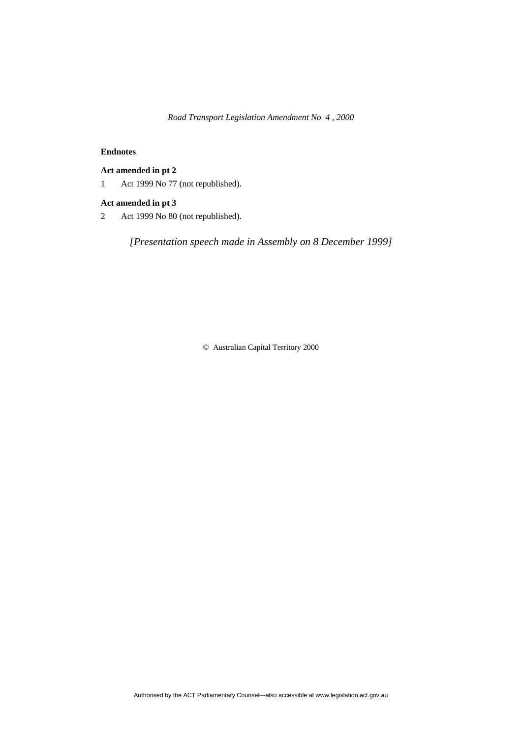## Endnotes

### Act amended in pt 2

1 Act 1999 No 77 (not republished).

### Act amended in pt 3

2 Act 1999 No 80 (not republished).

*[Presentation speech made in Assembly on 8 December 1999]*

© Australian Capital Territory 2000